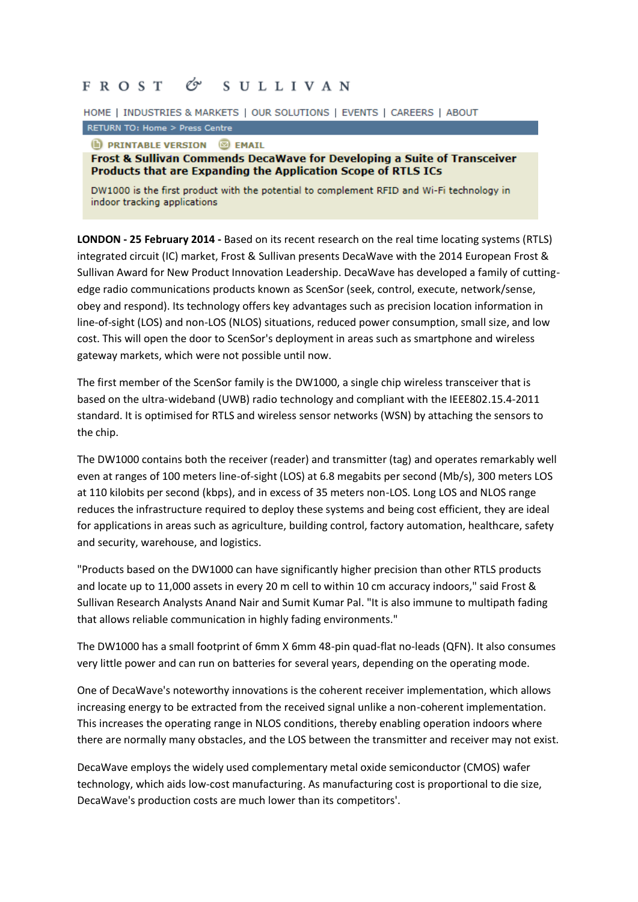F R O S T & S U L L I V A N

HOME | INDUSTRIES & MARKETS | OUR SOLUTIONS | EVENTS | CAREERS | ABOUT

RETURN TO: Home > Press Centre

PRINTABLE VERSION EMAIL

# Frost & Sullivan Commends DecaWave for Developing a Suite of Transceiver Products that are Expanding the Application Scope of RTLS ICs

DW1000 is the first product with the potential to complement RFID and Wi-Fi technology in indoor tracking applications

**LONDON - 25 February 2014 -** Based on its recent research on the real time locating systems (RTLS) integrated circuit (IC) market, Frost & Sullivan presents DecaWave with the 2014 European Frost & Sullivan Award for New Product Innovation Leadership. DecaWave has developed a family of cutting-edge radio communications products known as ScenSor (seek, control, execute, network/sense, obey and respond). Its technology offers key advantages such as precision location information in line-of-sight (LOS) and non-LOS (NLOS) situations, reduced power consumption, small size, and low cost. This will open the door to ScenSor's deployment in areas such as smartphone and wireless gateway markets, which were not possible until now.

The first member of the ScenSor family is the DW1000, a single chip wireless transceiver that is based on the ultra-wideband (UWB) radio technology and compliant with the IEEE802.15.4-2011 standard. It is optimised for RTLS and wireless sensor networks (WSN) by attaching the sensors to the chip.

The DW1000 contains both the receiver (reader) and transmitter (tag) and operates remarkably well even at ranges of 100 meters line-of-sight (LOS) at 6.8 megabits per second (Mb/s), 300 meters LOS at 110 kilobits per second (kbps), and in excess of 35 meters non-LOS. Long LOS and NLOS range reduces the infrastructure required to deploy these systems and being cost efficient, they are ideal for applications in areas such as agriculture, building control, factory automation, healthcare, safety and security, warehouse, and logistics.

"Products based on the DW1000 can have significantly higher precision than other RTLS products and locate up to 11,000 assets in every 20 m cell to within 10 cm accuracy indoors," said Frost & Sullivan Research Analysts Anand Nair and Sumit Kumar Pal. "It is also immune to multipath fading that allows reliable communication in highly fading environments."

The DW1000 has a small footprint of 6mm X 6mm 48-pin quad-flat no-leads (QFN). It also consumes very little power and can run on batteries for several years, depending on the operating mode.

One of DecaWave's noteworthy innovations is the coherent receiver implementation, which allows increasing energy to be extracted from the received signal unlike a non-coherent implementation. This increases the operating range in NLOS conditions, thereby enabling operation indoors where there are normally many obstacles, and the LOS between the transmitter and receiver may not exist.

DecaWave employs the widely used complementary metal oxide semiconductor (CMOS) wafer technology, which aids low-cost manufacturing. As manufacturing cost is proportional to die size, DecaWave's production costs are much lower than its competitors'.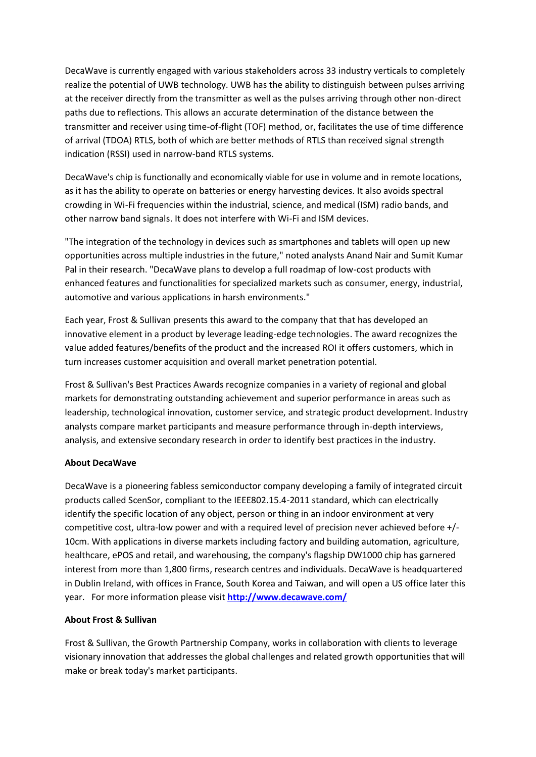DecaWave is currently engaged with various stakeholders across 33 industry verticals to completely realize the potential of UWB technology. UWB has the ability to distinguish between pulses arriving at the receiver directly from the transmitter as well as the pulses arriving through other non-direct paths due to reflections. This allows an accurate determination of the distance between the transmitter and receiver using time-of-flight (TOF) method, or, facilitates the use of time difference of arrival (TDOA) RTLS, both of which are better methods of RTLS than received signal strength indication (RSSI) used in narrow-band RTLS systems.

DecaWave's chip is functionally and economically viable for use in volume and in remote locations, as it has the ability to operate on batteries or energy harvesting devices. It also avoids spectral crowding in Wi-Fi frequencies within the industrial, science, and medical (ISM) radio bands, and other narrow band signals. It does not interfere with Wi-Fi and ISM devices.

"The integration of the technology in devices such as smartphones and tablets will open up new opportunities across multiple industries in the future," noted analysts Anand Nair and Sumit Kumar Pal in their research. "DecaWave plans to develop a full roadmap of low-cost products with enhanced features and functionalities for specialized markets such as consumer, energy, industrial, automotive and various applications in harsh environments."

Each year, Frost & Sullivan presents this award to the company that that has developed an innovative element in a product by leverage leading-edge technologies. The award recognizes the value added features/benefits of the product and the increased ROI it offers customers, which in turn increases customer acquisition and overall market penetration potential.

Frost & Sullivan's Best Practices Awards recognize companies in a variety of regional and global markets for demonstrating outstanding achievement and superior performance in areas such as leadership, technological innovation, customer service, and strategic product development. Industry analysts compare market participants and measure performance through in-depth interviews, analysis, and extensive secondary research in order to identify best practices in the industry.

**About DecaWave**

DecaWave is a pioneering fabless semiconductor company developing a family of integrated circuit products called ScenSor, compliant to the IEEE802.15.4-2011 standard, which can electrically identify the specific location of any object, person or thing in an indoor environment at very competitive cost, ultra-low power and with a required level of precision never achieved before +/-10cm. With applications in diverse markets including factory and building automation, agriculture, healthcare, ePOS and retail, and warehousing, the company's flagship DW1000 chip has garnered interest from more than 1,800 firms, research centres and individuals. DecaWave is headquartered in Dublin Ireland, with offices in France, South Korea and Taiwan, and will open a US office later this year. For more information please visit **http://www.decawave.com/**

**About Frost & Sullivan**

Frost & Sullivan, the Growth Partnership Company, works in collaboration with clients to leverage visionary innovation that addresses the global challenges and related growth opportunities that will make or break today's market participants.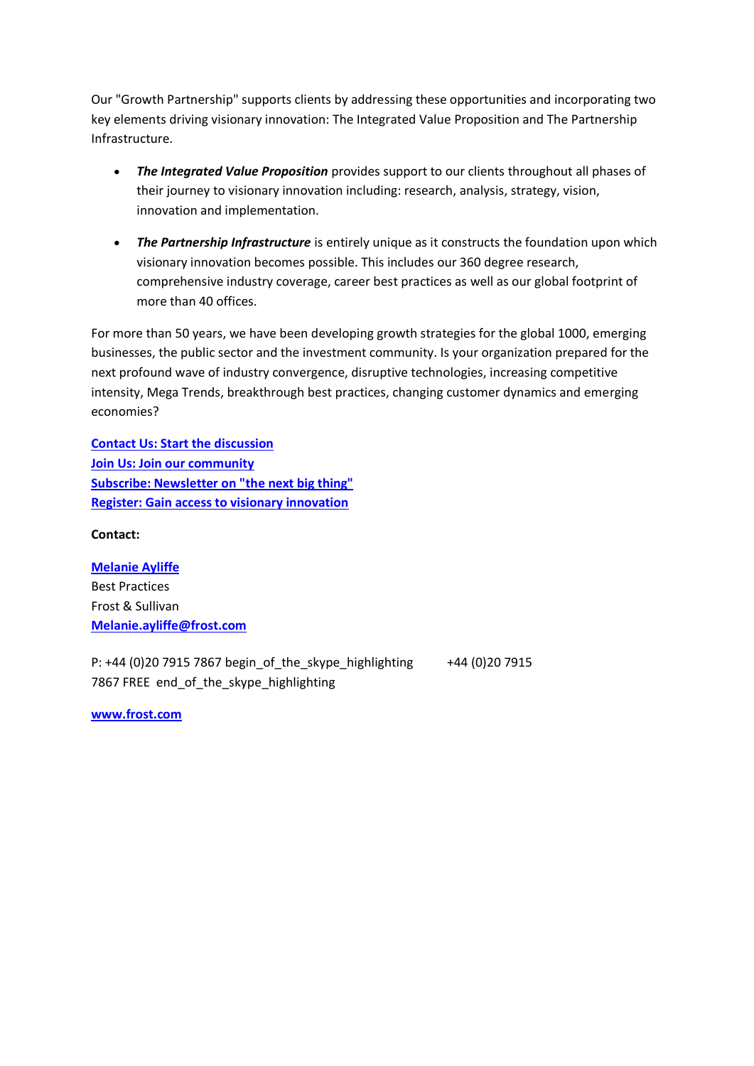Our "Growth Partnership" supports clients by addressing these opportunities and incorporating two key elements driving visionary innovation: The Integrated Value Proposition and The Partnership Infrastructure.

- ***The Integrated Value Proposition*** provides support to our clients throughout all phases of their journey to visionary innovation including: research, analysis, strategy, vision, innovation and implementation.
- ***The Partnership Infrastructure*** is entirely unique as it constructs the foundation upon which visionary innovation becomes possible. This includes our 360 degree research, comprehensive industry coverage, career best practices as well as our global footprint of more than 40 offices.

For more than 50 years, we have been developing growth strategies for the global 1000, emerging businesses, the public sector and the investment community. Is your organization prepared for the next profound wave of industry convergence, disruptive technologies, increasing competitive intensity, Mega Trends, breakthrough best practices, changing customer dynamics and emerging economies?

**Contact Us: Start the discussion**
**Join Us: Join our community**
**Subscribe: Newsletter on "the next big thing"**
**Register: Gain access to visionary innovation**

**Contact:**

**Melanie Ayliffe**
Best Practices
Frost & Sullivan
**Melanie.ayliffe@frost.com**

P: +44 (0)20 7915 7867 begin_of_the_skype_highlighting +44 (0)20 7915 7867 FREE end_of_the_skype_highlighting

**www.frost.com**